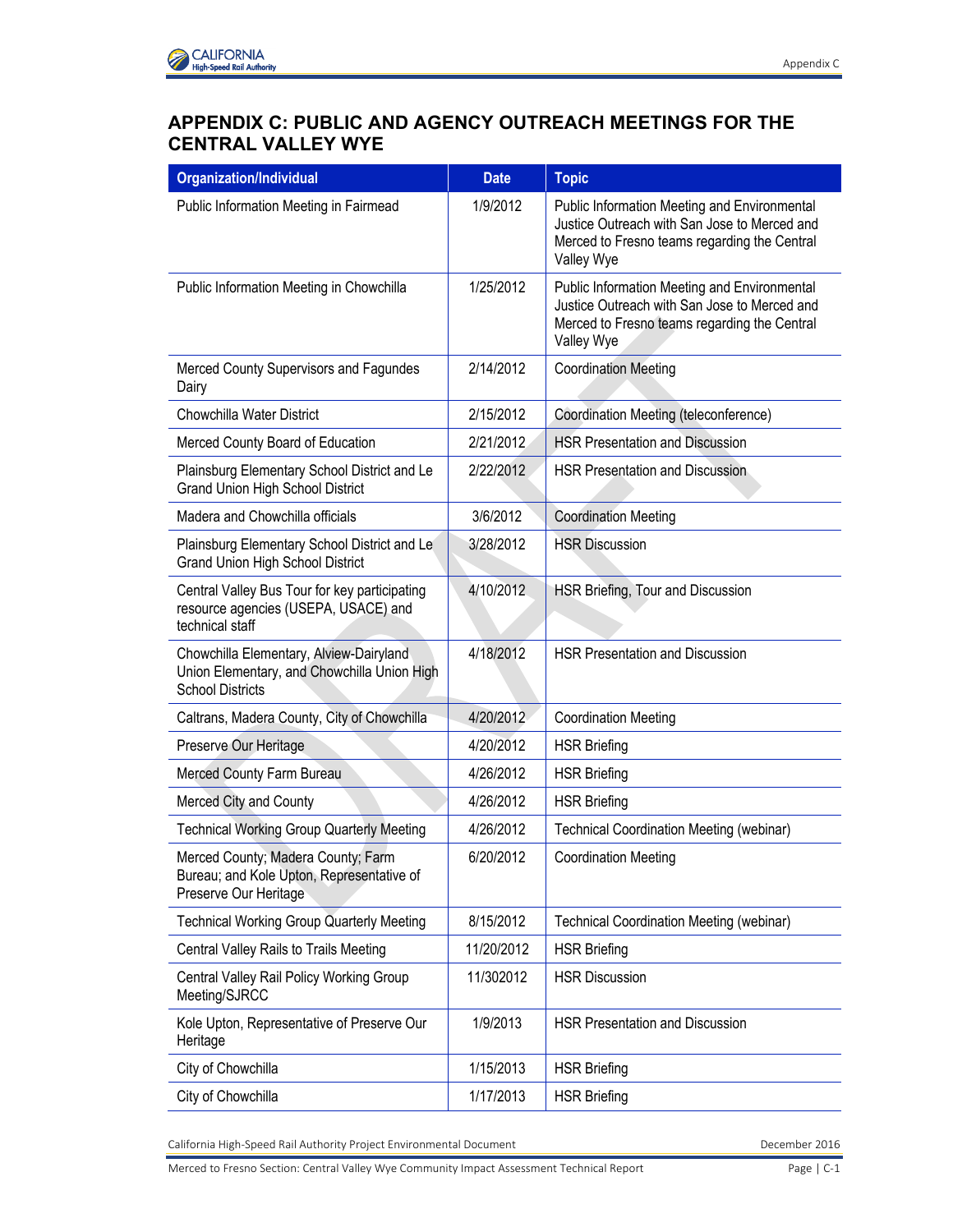# APPENDIX C: PUBLIC AND AGENCY OUTREACH MEETINGS FOR THE CENTRAL VALLEY WYE

| Organization/Individual | Date | Topic |
| --- | --- | --- |
| Public Information Meeting in Fairmead | 1/9/2012 | Public Information Meeting and Environmental Justice Outreach with San Jose to Merced and Merced to Fresno teams regarding the Central Valley Wye |
| Public Information Meeting in Chowchilla | 1/25/2012 | Public Information Meeting and Environmental Justice Outreach with San Jose to Merced and Merced to Fresno teams regarding the Central Valley Wye |
| Merced County Supervisors and Fagundes Dairy | 2/14/2012 | Coordination Meeting |
| Chowchilla Water District | 2/15/2012 | Coordination Meeting (teleconference) |
| Merced County Board of Education | 2/21/2012 | HSR Presentation and Discussion |
| Plainsburg Elementary School District and Le Grand Union High School District | 2/22/2012 | HSR Presentation and Discussion |
| Madera and Chowchilla officials | 3/6/2012 | Coordination Meeting |
| Plainsburg Elementary School District and Le Grand Union High School District | 3/28/2012 | HSR Discussion |
| Central Valley Bus Tour for key participating resource agencies (USEPA, USACE) and technical staff | 4/10/2012 | HSR Briefing, Tour and Discussion |
| Chowchilla Elementary, Alview-Dairyland Union Elementary, and Chowchilla Union High School Districts | 4/18/2012 | HSR Presentation and Discussion |
| Caltrans, Madera County, City of Chowchilla | 4/20/2012 | Coordination Meeting |
| Preserve Our Heritage | 4/20/2012 | HSR Briefing |
| Merced County Farm Bureau | 4/26/2012 | HSR Briefing |
| Merced City and County | 4/26/2012 | HSR Briefing |
| Technical Working Group Quarterly Meeting | 4/26/2012 | Technical Coordination Meeting (webinar) |
| Merced County; Madera County; Farm Bureau; and Kole Upton, Representative of Preserve Our Heritage | 6/20/2012 | Coordination Meeting |
| Technical Working Group Quarterly Meeting | 8/15/2012 | Technical Coordination Meeting (webinar) |
| Central Valley Rails to Trails Meeting | 11/20/2012 | HSR Briefing |
| Central Valley Rail Policy Working Group Meeting/SJRCC | 11/302012 | HSR Discussion |
| Kole Upton, Representative of Preserve Our Heritage | 1/9/2013 | HSR Presentation and Discussion |
| City of Chowchilla | 1/15/2013 | HSR Briefing |
| City of Chowchilla | 1/17/2013 | HSR Briefing |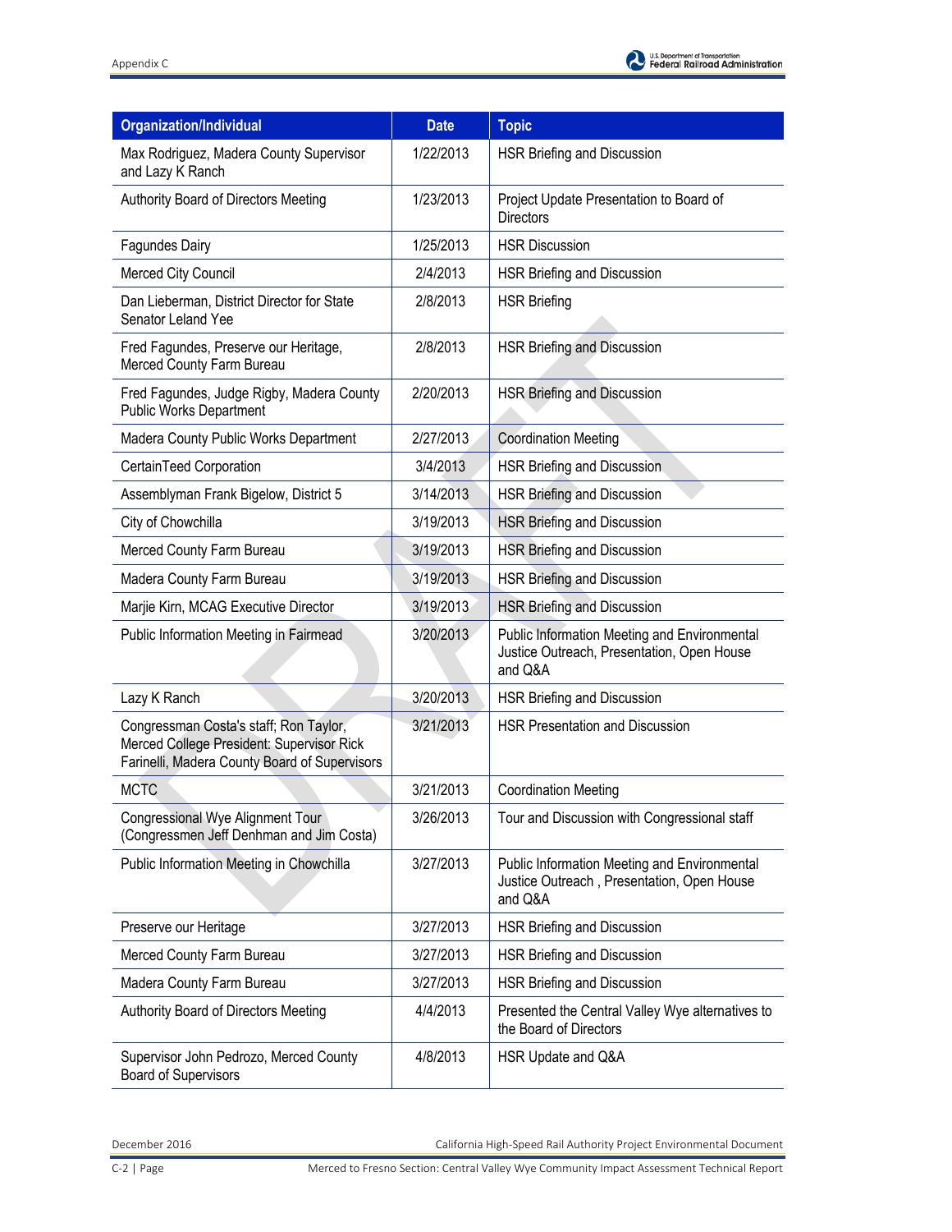| Organization/Individual | Date | Topic |
|---|---|---|
| Max Rodriguez, Madera County Supervisor and Lazy K Ranch | 1/22/2013 | HSR Briefing and Discussion |
| Authority Board of Directors Meeting | 1/23/2013 | Project Update Presentation to Board of Directors |
| Fagundes Dairy | 1/25/2013 | HSR Discussion |
| Merced City Council | 2/4/2013 | HSR Briefing and Discussion |
| Dan Lieberman, District Director for State Senator Leland Yee | 2/8/2013 | HSR Briefing |
| Fred Fagundes, Preserve our Heritage, Merced County Farm Bureau | 2/8/2013 | HSR Briefing and Discussion |
| Fred Fagundes, Judge Rigby, Madera County Public Works Department | 2/20/2013 | HSR Briefing and Discussion |
| Madera County Public Works Department | 2/27/2013 | Coordination Meeting |
| CertainTeed Corporation | 3/4/2013 | HSR Briefing and Discussion |
| Assemblyman Frank Bigelow, District 5 | 3/14/2013 | HSR Briefing and Discussion |
| City of Chowchilla | 3/19/2013 | HSR Briefing and Discussion |
| Merced County Farm Bureau | 3/19/2013 | HSR Briefing and Discussion |
| Madera County Farm Bureau | 3/19/2013 | HSR Briefing and Discussion |
| Marjie Kirn, MCAG Executive Director | 3/19/2013 | HSR Briefing and Discussion |
| Public Information Meeting in Fairmead | 3/20/2013 | Public Information Meeting and Environmental Justice Outreach, Presentation, Open House and Q&A |
| Lazy K Ranch | 3/20/2013 | HSR Briefing and Discussion |
| Congressman Costa's staff; Ron Taylor, Merced College President: Supervisor Rick Farinelli, Madera County Board of Supervisors | 3/21/2013 | HSR Presentation and Discussion |
| MCTC | 3/21/2013 | Coordination Meeting |
| Congressional Wye Alignment Tour (Congressmen Jeff Denhman and Jim Costa) | 3/26/2013 | Tour and Discussion with Congressional staff |
| Public Information Meeting in Chowchilla | 3/27/2013 | Public Information Meeting and Environmental Justice Outreach , Presentation, Open House and Q&A |
| Preserve our Heritage | 3/27/2013 | HSR Briefing and Discussion |
| Merced County Farm Bureau | 3/27/2013 | HSR Briefing and Discussion |
| Madera County Farm Bureau | 3/27/2013 | HSR Briefing and Discussion |
| Authority Board of Directors Meeting | 4/4/2013 | Presented the Central Valley Wye alternatives to the Board of Directors |
| Supervisor John Pedrozo, Merced County Board of Supervisors | 4/8/2013 | HSR Update and Q&A |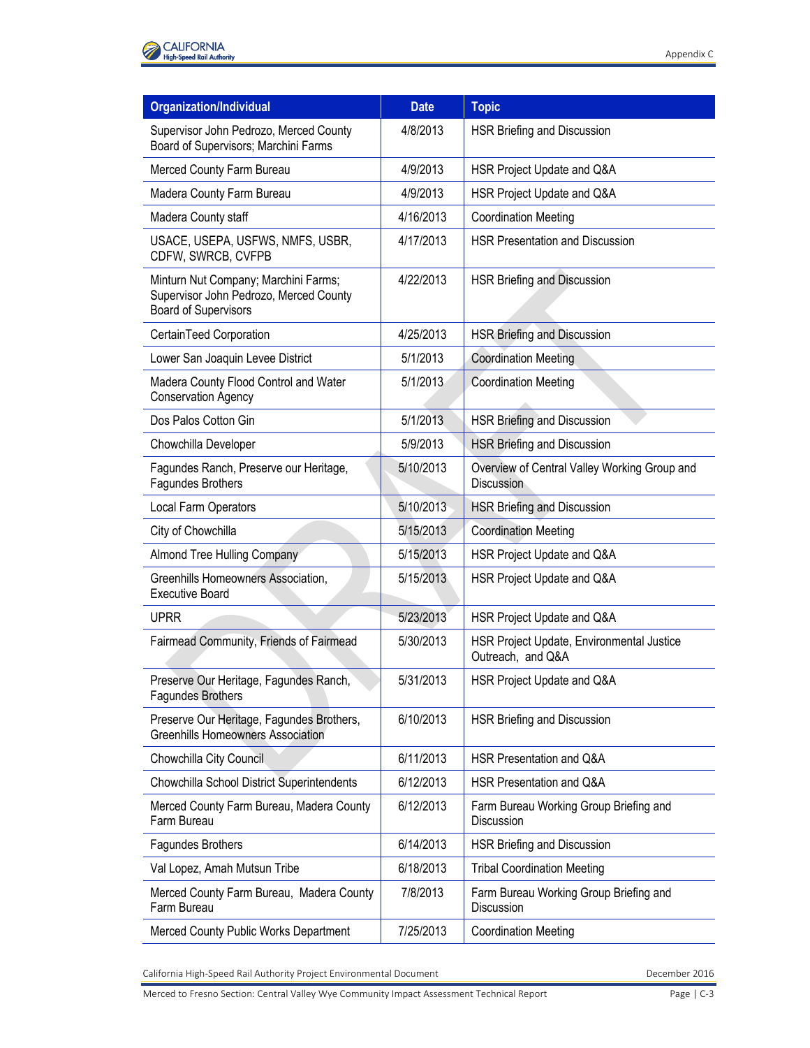| Organization/Individual | Date | Topic |
| --- | --- | --- |
| Supervisor John Pedrozo, Merced County Board of Supervisors; Marchini Farms | 4/8/2013 | HSR Briefing and Discussion |
| Merced County Farm Bureau | 4/9/2013 | HSR Project Update and Q&A |
| Madera County Farm Bureau | 4/9/2013 | HSR Project Update and Q&A |
| Madera County staff | 4/16/2013 | Coordination Meeting |
| USACE, USEPA, USFWS, NMFS, USBR, CDFW, SWRCB, CVFPB | 4/17/2013 | HSR Presentation and Discussion |
| Minturn Nut Company; Marchini Farms; Supervisor John Pedrozo, Merced County Board of Supervisors | 4/22/2013 | HSR Briefing and Discussion |
| CertainTeed Corporation | 4/25/2013 | HSR Briefing and Discussion |
| Lower San Joaquin Levee District | 5/1/2013 | Coordination Meeting |
| Madera County Flood Control and Water Conservation Agency | 5/1/2013 | Coordination Meeting |
| Dos Palos Cotton Gin | 5/1/2013 | HSR Briefing and Discussion |
| Chowchilla Developer | 5/9/2013 | HSR Briefing and Discussion |
| Fagundes Ranch, Preserve our Heritage, Fagundes Brothers | 5/10/2013 | Overview of Central Valley Working Group and Discussion |
| Local Farm Operators | 5/10/2013 | HSR Briefing and Discussion |
| City of Chowchilla | 5/15/2013 | Coordination Meeting |
| Almond Tree Hulling Company | 5/15/2013 | HSR Project Update and Q&A |
| Greenhills Homeowners Association, Executive Board | 5/15/2013 | HSR Project Update and Q&A |
| UPRR | 5/23/2013 | HSR Project Update and Q&A |
| Fairmead Community, Friends of Fairmead | 5/30/2013 | HSR Project Update, Environmental Justice Outreach, and Q&A |
| Preserve Our Heritage, Fagundes Ranch, Fagundes Brothers | 5/31/2013 | HSR Project Update and Q&A |
| Preserve Our Heritage, Fagundes Brothers, Greenhills Homeowners Association | 6/10/2013 | HSR Briefing and Discussion |
| Chowchilla City Council | 6/11/2013 | HSR Presentation and Q&A |
| Chowchilla School District Superintendents | 6/12/2013 | HSR Presentation and Q&A |
| Merced County Farm Bureau, Madera County Farm Bureau | 6/12/2013 | Farm Bureau Working Group Briefing and Discussion |
| Fagundes Brothers | 6/14/2013 | HSR Briefing and Discussion |
| Val Lopez, Amah Mutsun Tribe | 6/18/2013 | Tribal Coordination Meeting |
| Merced County Farm Bureau, Madera County Farm Bureau | 7/8/2013 | Farm Bureau Working Group Briefing and Discussion |
| Merced County Public Works Department | 7/25/2013 | Coordination Meeting |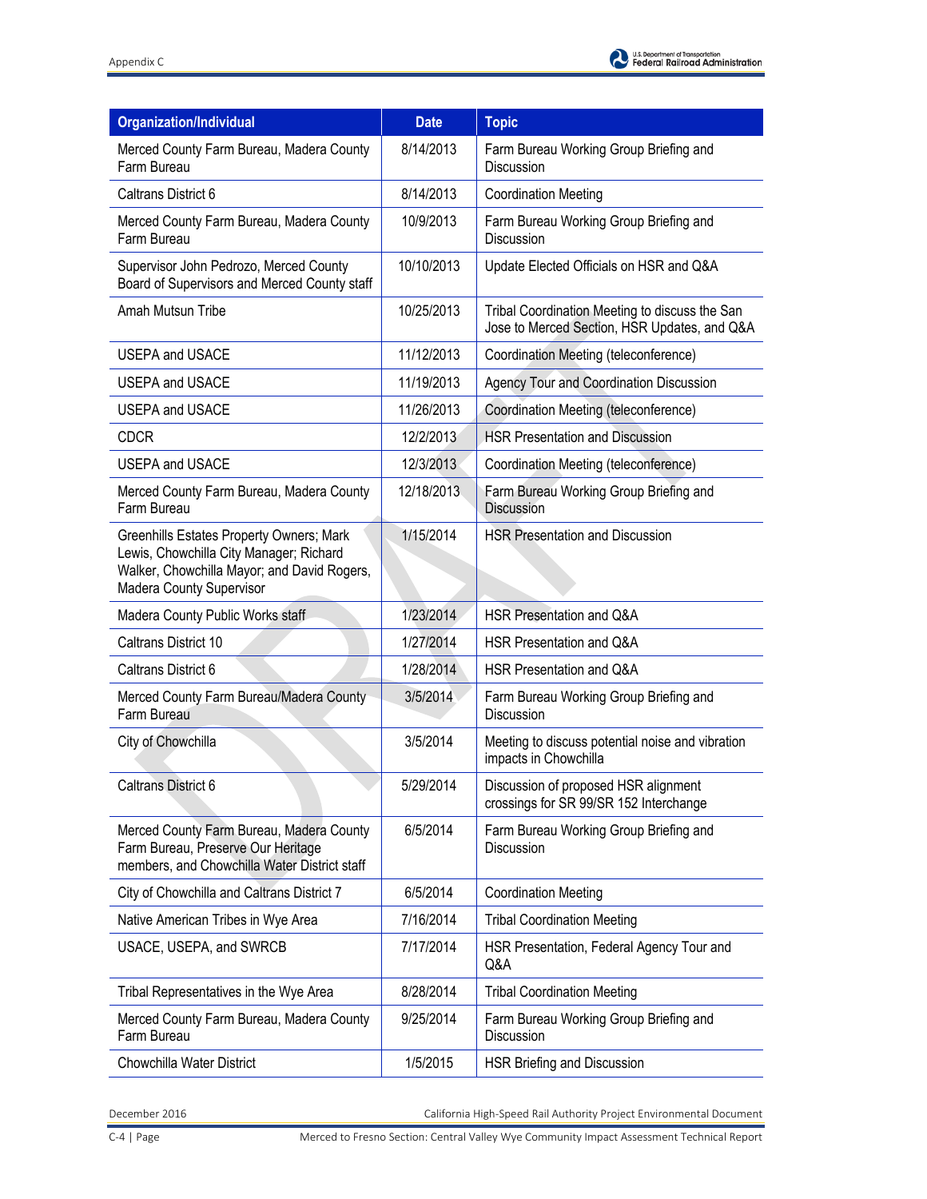| Organization/Individual | Date | Topic |
| --- | --- | --- |
| Merced County Farm Bureau, Madera County Farm Bureau | 8/14/2013 | Farm Bureau Working Group Briefing and Discussion |
| Caltrans District 6 | 8/14/2013 | Coordination Meeting |
| Merced County Farm Bureau, Madera County Farm Bureau | 10/9/2013 | Farm Bureau Working Group Briefing and Discussion |
| Supervisor John Pedrozo, Merced County Board of Supervisors and Merced County staff | 10/10/2013 | Update Elected Officials on HSR and Q&A |
| Amah Mutsun Tribe | 10/25/2013 | Tribal Coordination Meeting to discuss the San Jose to Merced Section, HSR Updates, and Q&A |
| USEPA and USACE | 11/12/2013 | Coordination Meeting (teleconference) |
| USEPA and USACE | 11/19/2013 | Agency Tour and Coordination Discussion |
| USEPA and USACE | 11/26/2013 | Coordination Meeting (teleconference) |
| CDCR | 12/2/2013 | HSR Presentation and Discussion |
| USEPA and USACE | 12/3/2013 | Coordination Meeting (teleconference) |
| Merced County Farm Bureau, Madera County Farm Bureau | 12/18/2013 | Farm Bureau Working Group Briefing and Discussion |
| Greenhills Estates Property Owners; Mark Lewis, Chowchilla City Manager; Richard Walker, Chowchilla Mayor; and David Rogers, Madera County Supervisor | 1/15/2014 | HSR Presentation and Discussion |
| Madera County Public Works staff | 1/23/2014 | HSR Presentation and Q&A |
| Caltrans District 10 | 1/27/2014 | HSR Presentation and Q&A |
| Caltrans District 6 | 1/28/2014 | HSR Presentation and Q&A |
| Merced County Farm Bureau/Madera County Farm Bureau | 3/5/2014 | Farm Bureau Working Group Briefing and Discussion |
| City of Chowchilla | 3/5/2014 | Meeting to discuss potential noise and vibration impacts in Chowchilla |
| Caltrans District 6 | 5/29/2014 | Discussion of proposed HSR alignment crossings for SR 99/SR 152 Interchange |
| Merced County Farm Bureau, Madera County Farm Bureau, Preserve Our Heritage members, and Chowchilla Water District staff | 6/5/2014 | Farm Bureau Working Group Briefing and Discussion |
| City of Chowchilla and Caltrans District 7 | 6/5/2014 | Coordination Meeting |
| Native American Tribes in Wye Area | 7/16/2014 | Tribal Coordination Meeting |
| USACE, USEPA, and SWRCB | 7/17/2014 | HSR Presentation, Federal Agency Tour and Q&A |
| Tribal Representatives in the Wye Area | 8/28/2014 | Tribal Coordination Meeting |
| Merced County Farm Bureau, Madera County Farm Bureau | 9/25/2014 | Farm Bureau Working Group Briefing and Discussion |
| Chowchilla Water District | 1/5/2015 | HSR Briefing and Discussion |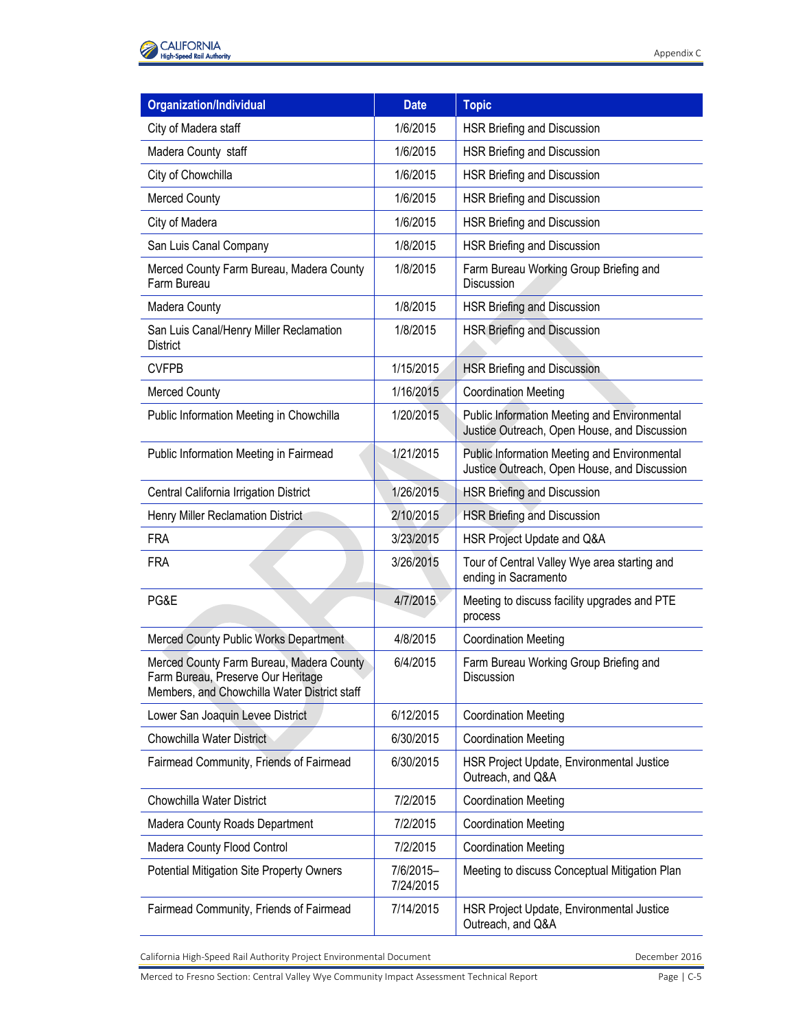| Organization/Individual | Date | Topic |
|---|---|---|
| City of Madera staff | 1/6/2015 | HSR Briefing and Discussion |
| Madera County staff | 1/6/2015 | HSR Briefing and Discussion |
| City of Chowchilla | 1/6/2015 | HSR Briefing and Discussion |
| Merced County | 1/6/2015 | HSR Briefing and Discussion |
| City of Madera | 1/6/2015 | HSR Briefing and Discussion |
| San Luis Canal Company | 1/8/2015 | HSR Briefing and Discussion |
| Merced County Farm Bureau, Madera County Farm Bureau | 1/8/2015 | Farm Bureau Working Group Briefing and Discussion |
| Madera County | 1/8/2015 | HSR Briefing and Discussion |
| San Luis Canal/Henry Miller Reclamation District | 1/8/2015 | HSR Briefing and Discussion |
| CVFPB | 1/15/2015 | HSR Briefing and Discussion |
| Merced County | 1/16/2015 | Coordination Meeting |
| Public Information Meeting in Chowchilla | 1/20/2015 | Public Information Meeting and Environmental Justice Outreach, Open House, and Discussion |
| Public Information Meeting in Fairmead | 1/21/2015 | Public Information Meeting and Environmental Justice Outreach, Open House, and Discussion |
| Central California Irrigation District | 1/26/2015 | HSR Briefing and Discussion |
| Henry Miller Reclamation District | 2/10/2015 | HSR Briefing and Discussion |
| FRA | 3/23/2015 | HSR Project Update and Q&A |
| FRA | 3/26/2015 | Tour of Central Valley Wye area starting and ending in Sacramento |
| PG&E | 4/7/2015 | Meeting to discuss facility upgrades and PTE process |
| Merced County Public Works Department | 4/8/2015 | Coordination Meeting |
| Merced County Farm Bureau, Madera County Farm Bureau, Preserve Our Heritage Members, and Chowchilla Water District staff | 6/4/2015 | Farm Bureau Working Group Briefing and Discussion |
| Lower San Joaquin Levee District | 6/12/2015 | Coordination Meeting |
| Chowchilla Water District | 6/30/2015 | Coordination Meeting |
| Fairmead Community, Friends of Fairmead | 6/30/2015 | HSR Project Update, Environmental Justice Outreach, and Q&A |
| Chowchilla Water District | 7/2/2015 | Coordination Meeting |
| Madera County Roads Department | 7/2/2015 | Coordination Meeting |
| Madera County Flood Control | 7/2/2015 | Coordination Meeting |
| Potential Mitigation Site Property Owners | 7/6/2015–7/24/2015 | Meeting to discuss Conceptual Mitigation Plan |
| Fairmead Community, Friends of Fairmead | 7/14/2015 | HSR Project Update, Environmental Justice Outreach, and Q&A |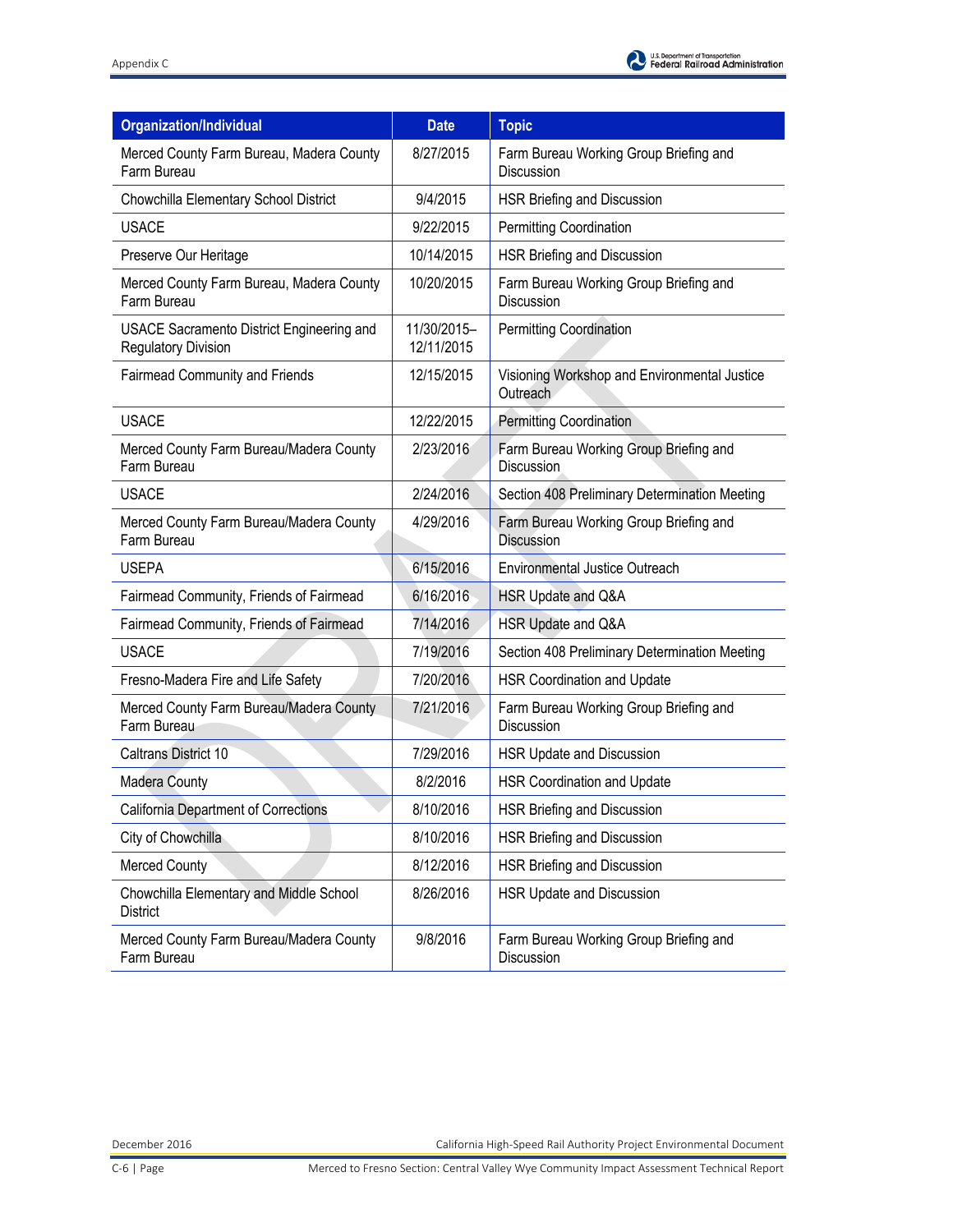| Organization/Individual | Date | Topic |
| --- | --- | --- |
| Merced County Farm Bureau, Madera County Farm Bureau | 8/27/2015 | Farm Bureau Working Group Briefing and Discussion |
| Chowchilla Elementary School District | 9/4/2015 | HSR Briefing and Discussion |
| USACE | 9/22/2015 | Permitting Coordination |
| Preserve Our Heritage | 10/14/2015 | HSR Briefing and Discussion |
| Merced County Farm Bureau, Madera County Farm Bureau | 10/20/2015 | Farm Bureau Working Group Briefing and Discussion |
| USACE Sacramento District Engineering and Regulatory Division | 11/30/2015–12/11/2015 | Permitting Coordination |
| Fairmead Community and Friends | 12/15/2015 | Visioning Workshop and Environmental Justice Outreach |
| USACE | 12/22/2015 | Permitting Coordination |
| Merced County Farm Bureau/Madera County Farm Bureau | 2/23/2016 | Farm Bureau Working Group Briefing and Discussion |
| USACE | 2/24/2016 | Section 408 Preliminary Determination Meeting |
| Merced County Farm Bureau/Madera County Farm Bureau | 4/29/2016 | Farm Bureau Working Group Briefing and Discussion |
| USEPA | 6/15/2016 | Environmental Justice Outreach |
| Fairmead Community, Friends of Fairmead | 6/16/2016 | HSR Update and Q&A |
| Fairmead Community, Friends of Fairmead | 7/14/2016 | HSR Update and Q&A |
| USACE | 7/19/2016 | Section 408 Preliminary Determination Meeting |
| Fresno-Madera Fire and Life Safety | 7/20/2016 | HSR Coordination and Update |
| Merced County Farm Bureau/Madera County Farm Bureau | 7/21/2016 | Farm Bureau Working Group Briefing and Discussion |
| Caltrans District 10 | 7/29/2016 | HSR Update and Discussion |
| Madera County | 8/2/2016 | HSR Coordination and Update |
| California Department of Corrections | 8/10/2016 | HSR Briefing and Discussion |
| City of Chowchilla | 8/10/2016 | HSR Briefing and Discussion |
| Merced County | 8/12/2016 | HSR Briefing and Discussion |
| Chowchilla Elementary and Middle School District | 8/26/2016 | HSR Update and Discussion |
| Merced County Farm Bureau/Madera County Farm Bureau | 9/8/2016 | Farm Bureau Working Group Briefing and Discussion |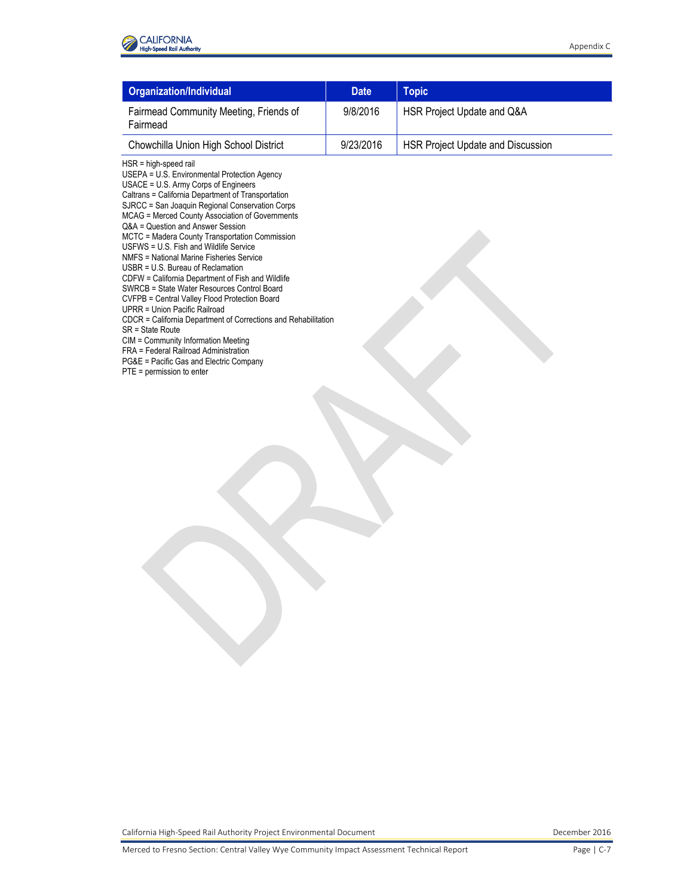| Organization/Individual | Date | Topic |
|---|---|---|
| Fairmead Community Meeting, Friends of Fairmead | 9/8/2016 | HSR Project Update and Q&A |
| Chowchilla Union High School District | 9/23/2016 | HSR Project Update and Discussion |

HSR = high-speed rail
USEPA = U.S. Environmental Protection Agency
USACE = U.S. Army Corps of Engineers
Caltrans = California Department of Transportation
SJRCC = San Joaquin Regional Conservation Corps
MCAG = Merced County Association of Governments
Q&A = Question and Answer Session
MCTC = Madera County Transportation Commission
USFWS = U.S. Fish and Wildlife Service
NMFS = National Marine Fisheries Service
USBR = U.S. Bureau of Reclamation
CDFW = California Department of Fish and Wildlife
SWRCB = State Water Resources Control Board
CVFPB = Central Valley Flood Protection Board
UPRR = Union Pacific Railroad
CDCR = California Department of Corrections and Rehabilitation
SR = State Route
CIM = Community Information Meeting
FRA = Federal Railroad Administration
PG&E = Pacific Gas and Electric Company
PTE = permission to enter